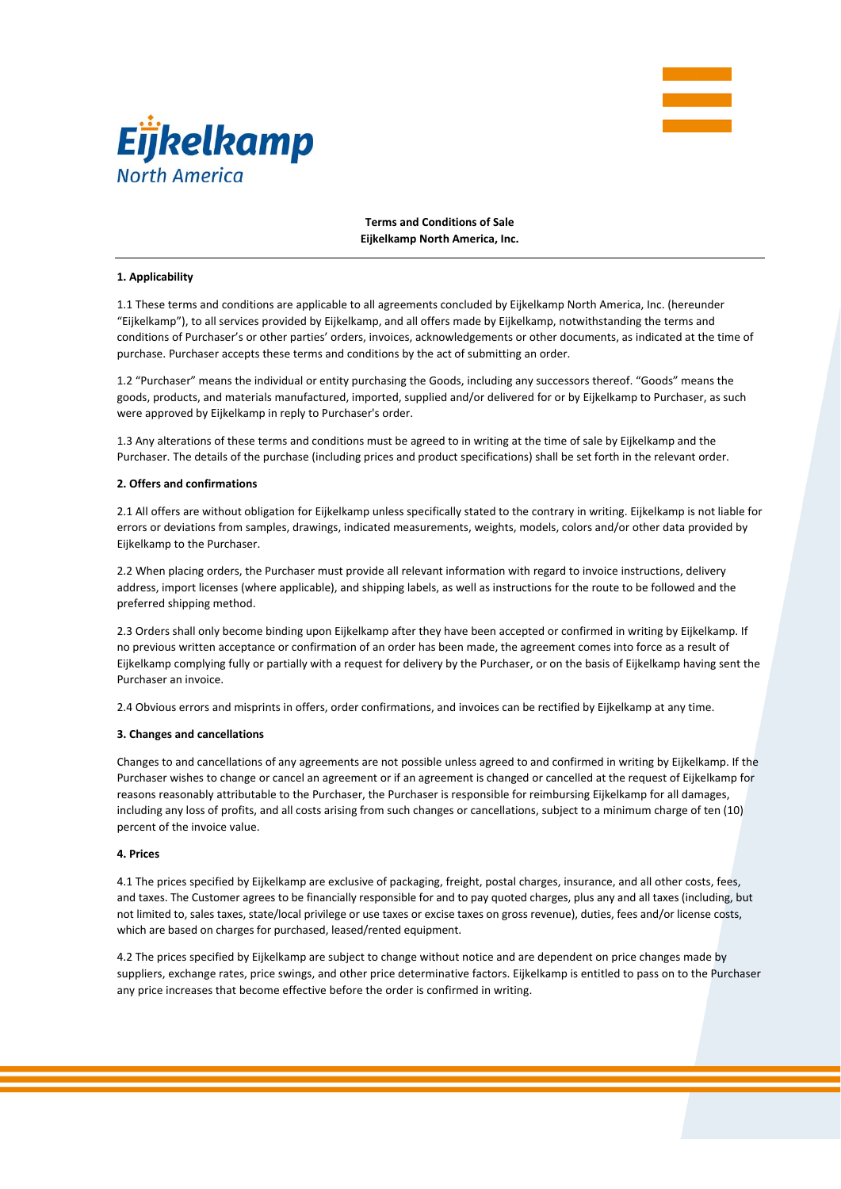# Terms and Conditions of Sale
# Eijkelkamp North America, Inc.

## 1. Applicability

1.1 These terms and conditions are applicable to all agreements concluded by Eijkelkamp North America, Inc. (hereunder "Eijkelkamp"), to all services provided by Eijkelkamp, and all offers made by Eijkelkamp, notwithstanding the terms and conditions of Purchaser's or other parties' orders, invoices, acknowledgements or other documents, as indicated at the time of purchase. Purchaser accepts these terms and conditions by the act of submitting an order.

1.2 "Purchaser" means the individual or entity purchasing the Goods, including any successors thereof. "Goods" means the goods, products, and materials manufactured, imported, supplied and/or delivered for or by Eijkelkamp to Purchaser, as such were approved by Eijkelkamp in reply to Purchaser's order.

1.3 Any alterations of these terms and conditions must be agreed to in writing at the time of sale by Eijkelkamp and the Purchaser. The details of the purchase (including prices and product specifications) shall be set forth in the relevant order.

## 2. Offers and confirmations

2.1 All offers are without obligation for Eijkelkamp unless specifically stated to the contrary in writing. Eijkelkamp is not liable for errors or deviations from samples, drawings, indicated measurements, weights, models, colors and/or other data provided by Eijkelkamp to the Purchaser.

2.2 When placing orders, the Purchaser must provide all relevant information with regard to invoice instructions, delivery address, import licenses (where applicable), and shipping labels, as well as instructions for the route to be followed and the preferred shipping method.

2.3 Orders shall only become binding upon Eijkelkamp after they have been accepted or confirmed in writing by Eijkelkamp. If no previous written acceptance or confirmation of an order has been made, the agreement comes into force as a result of Eijkelkamp complying fully or partially with a request for delivery by the Purchaser, or on the basis of Eijkelkamp having sent the Purchaser an invoice.

2.4 Obvious errors and misprints in offers, order confirmations, and invoices can be rectified by Eijkelkamp at any time.

## 3. Changes and cancellations

Changes to and cancellations of any agreements are not possible unless agreed to and confirmed in writing by Eijkelkamp. If the Purchaser wishes to change or cancel an agreement or if an agreement is changed or cancelled at the request of Eijkelkamp for reasons reasonably attributable to the Purchaser, the Purchaser is responsible for reimbursing Eijkelkamp for all damages, including any loss of profits, and all costs arising from such changes or cancellations, subject to a minimum charge of ten (10) percent of the invoice value.

## 4. Prices

4.1 The prices specified by Eijkelkamp are exclusive of packaging, freight, postal charges, insurance, and all other costs, fees, and taxes. The Customer agrees to be financially responsible for and to pay quoted charges, plus any and all taxes (including, but not limited to, sales taxes, state/local privilege or use taxes or excise taxes on gross revenue), duties, fees and/or license costs, which are based on charges for purchased, leased/rented equipment.

4.2 The prices specified by Eijkelkamp are subject to change without notice and are dependent on price changes made by suppliers, exchange rates, price swings, and other price determinative factors. Eijkelkamp is entitled to pass on to the Purchaser any price increases that become effective before the order is confirmed in writing.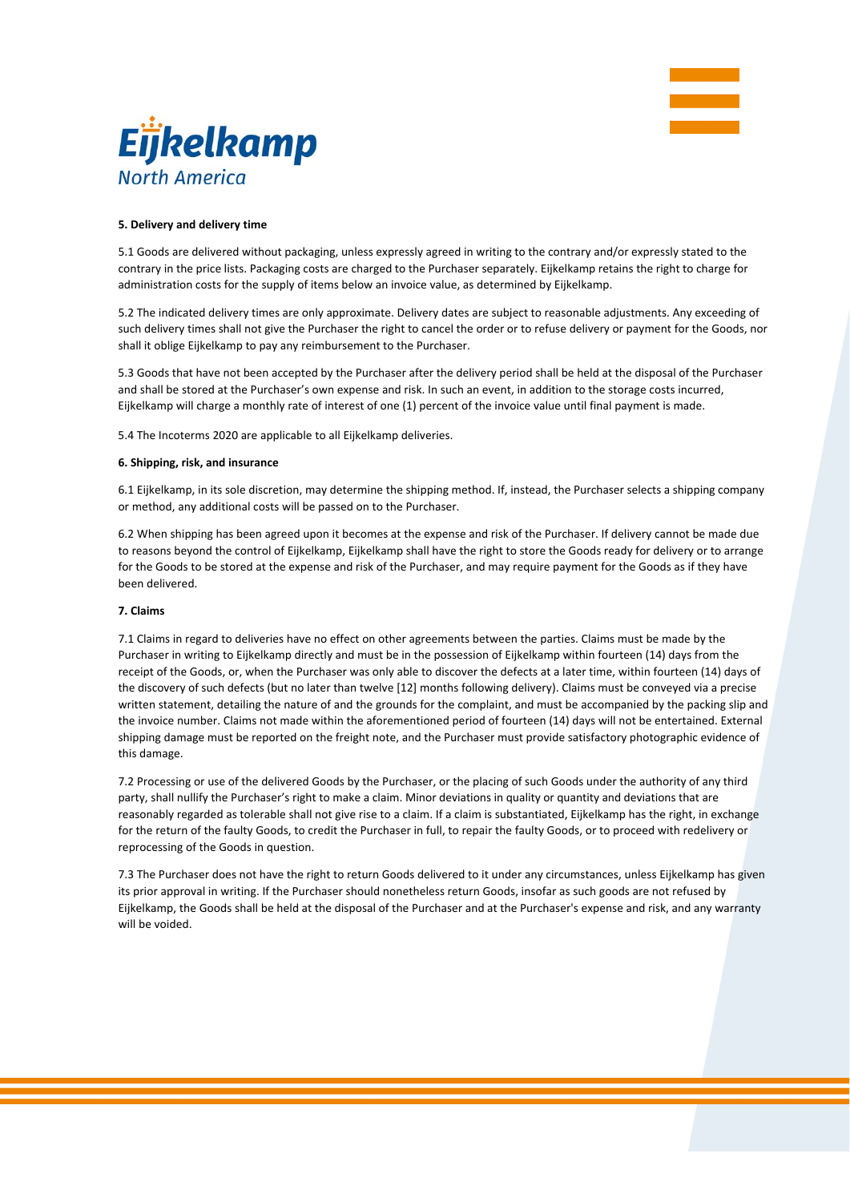**5. Delivery and delivery time**

5.1 Goods are delivered without packaging, unless expressly agreed in writing to the contrary and/or expressly stated to the contrary in the price lists. Packaging costs are charged to the Purchaser separately. Eijkelkamp retains the right to charge for administration costs for the supply of items below an invoice value, as determined by Eijkelkamp.

5.2 The indicated delivery times are only approximate. Delivery dates are subject to reasonable adjustments. Any exceeding of such delivery times shall not give the Purchaser the right to cancel the order or to refuse delivery or payment for the Goods, nor shall it oblige Eijkelkamp to pay any reimbursement to the Purchaser.

5.3 Goods that have not been accepted by the Purchaser after the delivery period shall be held at the disposal of the Purchaser and shall be stored at the Purchaser's own expense and risk. In such an event, in addition to the storage costs incurred, Eijkelkamp will charge a monthly rate of interest of one (1) percent of the invoice value until final payment is made.

5.4 The Incoterms 2020 are applicable to all Eijkelkamp deliveries.

**6. Shipping, risk, and insurance**

6.1 Eijkelkamp, in its sole discretion, may determine the shipping method. If, instead, the Purchaser selects a shipping company or method, any additional costs will be passed on to the Purchaser.

6.2 When shipping has been agreed upon it becomes at the expense and risk of the Purchaser. If delivery cannot be made due to reasons beyond the control of Eijkelkamp, Eijkelkamp shall have the right to store the Goods ready for delivery or to arrange for the Goods to be stored at the expense and risk of the Purchaser, and may require payment for the Goods as if they have been delivered.

**7. Claims**

7.1 Claims in regard to deliveries have no effect on other agreements between the parties. Claims must be made by the Purchaser in writing to Eijkelkamp directly and must be in the possession of Eijkelkamp within fourteen (14) days from the receipt of the Goods, or, when the Purchaser was only able to discover the defects at a later time, within fourteen (14) days of the discovery of such defects (but no later than twelve [12] months following delivery). Claims must be conveyed via a precise written statement, detailing the nature of and the grounds for the complaint, and must be accompanied by the packing slip and the invoice number. Claims not made within the aforementioned period of fourteen (14) days will not be entertained. External shipping damage must be reported on the freight note, and the Purchaser must provide satisfactory photographic evidence of this damage.

7.2 Processing or use of the delivered Goods by the Purchaser, or the placing of such Goods under the authority of any third party, shall nullify the Purchaser's right to make a claim. Minor deviations in quality or quantity and deviations that are reasonably regarded as tolerable shall not give rise to a claim. If a claim is substantiated, Eijkelkamp has the right, in exchange for the return of the faulty Goods, to credit the Purchaser in full, to repair the faulty Goods, or to proceed with redelivery or reprocessing of the Goods in question.

7.3 The Purchaser does not have the right to return Goods delivered to it under any circumstances, unless Eijkelkamp has given its prior approval in writing. If the Purchaser should nonetheless return Goods, insofar as such goods are not refused by Eijkelkamp, the Goods shall be held at the disposal of the Purchaser and at the Purchaser's expense and risk, and any warranty will be voided.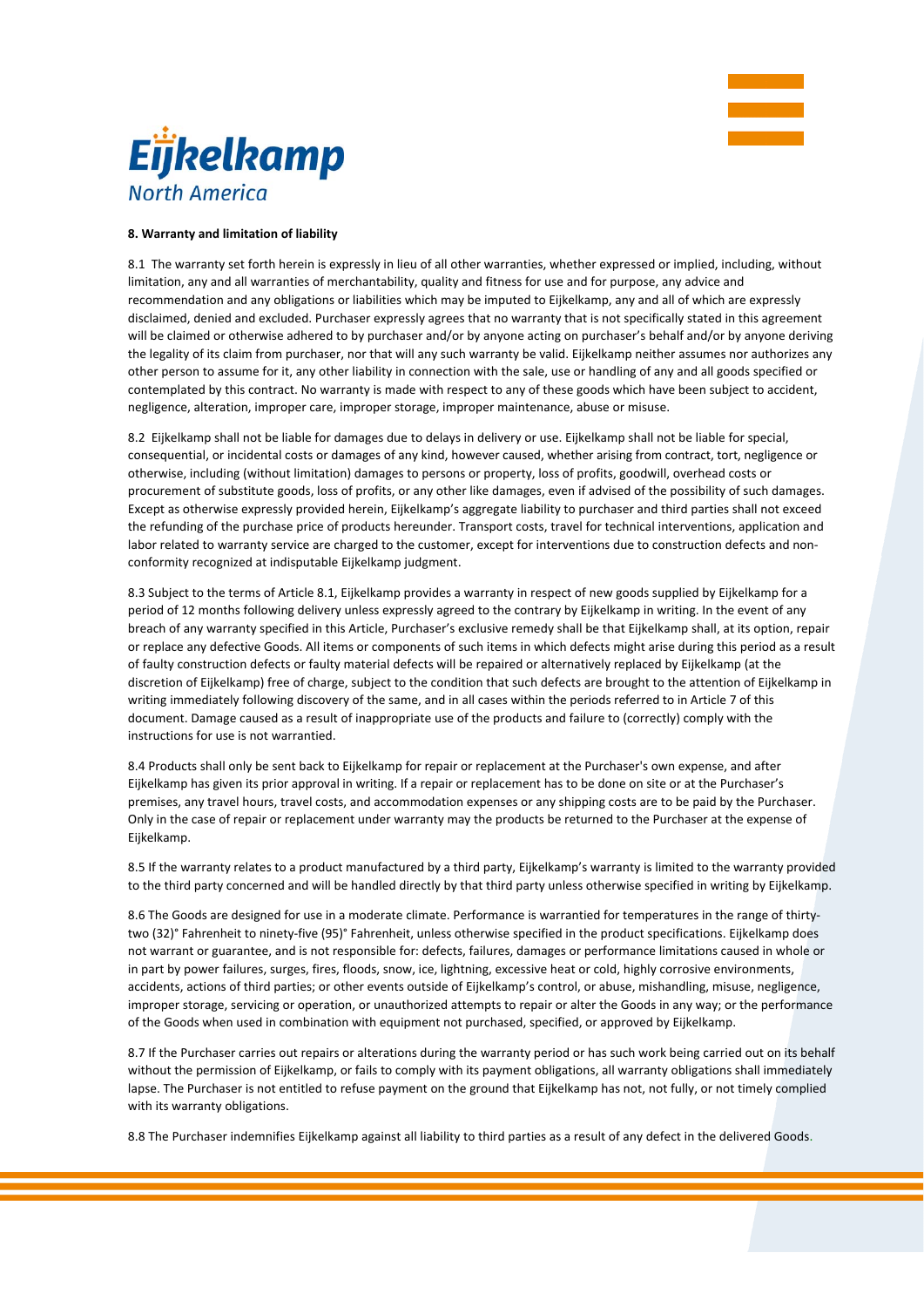## 8. Warranty and limitation of liability

8.1 The warranty set forth herein is expressly in lieu of all other warranties, whether expressed or implied, including, without limitation, any and all warranties of merchantability, quality and fitness for use and for purpose, any advice and recommendation and any obligations or liabilities which may be imputed to Eijkelkamp, any and all of which are expressly disclaimed, denied and excluded. Purchaser expressly agrees that no warranty that is not specifically stated in this agreement will be claimed or otherwise adhered to by purchaser and/or by anyone acting on purchaser's behalf and/or by anyone deriving the legality of its claim from purchaser, nor that will any such warranty be valid. Eijkelkamp neither assumes nor authorizes any other person to assume for it, any other liability in connection with the sale, use or handling of any and all goods specified or contemplated by this contract. No warranty is made with respect to any of these goods which have been subject to accident, negligence, alteration, improper care, improper storage, improper maintenance, abuse or misuse.

8.2 Eijkelkamp shall not be liable for damages due to delays in delivery or use. Eijkelkamp shall not be liable for special, consequential, or incidental costs or damages of any kind, however caused, whether arising from contract, tort, negligence or otherwise, including (without limitation) damages to persons or property, loss of profits, goodwill, overhead costs or procurement of substitute goods, loss of profits, or any other like damages, even if advised of the possibility of such damages. Except as otherwise expressly provided herein, Eijkelkamp's aggregate liability to purchaser and third parties shall not exceed the refunding of the purchase price of products hereunder. Transport costs, travel for technical interventions, application and labor related to warranty service are charged to the customer, except for interventions due to construction defects and non-conformity recognized at indisputable Eijkelkamp judgment.

8.3 Subject to the terms of Article 8.1, Eijkelkamp provides a warranty in respect of new goods supplied by Eijkelkamp for a period of 12 months following delivery unless expressly agreed to the contrary by Eijkelkamp in writing. In the event of any breach of any warranty specified in this Article, Purchaser's exclusive remedy shall be that Eijkelkamp shall, at its option, repair or replace any defective Goods. All items or components of such items in which defects might arise during this period as a result of faulty construction defects or faulty material defects will be repaired or alternatively replaced by Eijkelkamp (at the discretion of Eijkelkamp) free of charge, subject to the condition that such defects are brought to the attention of Eijkelkamp in writing immediately following discovery of the same, and in all cases within the periods referred to in Article 7 of this document. Damage caused as a result of inappropriate use of the products and failure to (correctly) comply with the instructions for use is not warrantied.

8.4 Products shall only be sent back to Eijkelkamp for repair or replacement at the Purchaser's own expense, and after Eijkelkamp has given its prior approval in writing. If a repair or replacement has to be done on site or at the Purchaser's premises, any travel hours, travel costs, and accommodation expenses or any shipping costs are to be paid by the Purchaser. Only in the case of repair or replacement under warranty may the products be returned to the Purchaser at the expense of Eijkelkamp.

8.5 If the warranty relates to a product manufactured by a third party, Eijkelkamp's warranty is limited to the warranty provided to the third party concerned and will be handled directly by that third party unless otherwise specified in writing by Eijkelkamp.

8.6 The Goods are designed for use in a moderate climate. Performance is warrantied for temperatures in the range of thirty-two (32)° Fahrenheit to ninety-five (95)° Fahrenheit, unless otherwise specified in the product specifications. Eijkelkamp does not warrant or guarantee, and is not responsible for: defects, failures, damages or performance limitations caused in whole or in part by power failures, surges, fires, floods, snow, ice, lightning, excessive heat or cold, highly corrosive environments, accidents, actions of third parties; or other events outside of Eijkelkamp's control, or abuse, mishandling, misuse, negligence, improper storage, servicing or operation, or unauthorized attempts to repair or alter the Goods in any way; or the performance of the Goods when used in combination with equipment not purchased, specified, or approved by Eijkelkamp.

8.7 If the Purchaser carries out repairs or alterations during the warranty period or has such work being carried out on its behalf without the permission of Eijkelkamp, or fails to comply with its payment obligations, all warranty obligations shall immediately lapse. The Purchaser is not entitled to refuse payment on the ground that Eijkelkamp has not, not fully, or not timely complied with its warranty obligations.

8.8 The Purchaser indemnifies Eijkelkamp against all liability to third parties as a result of any defect in the delivered Goods.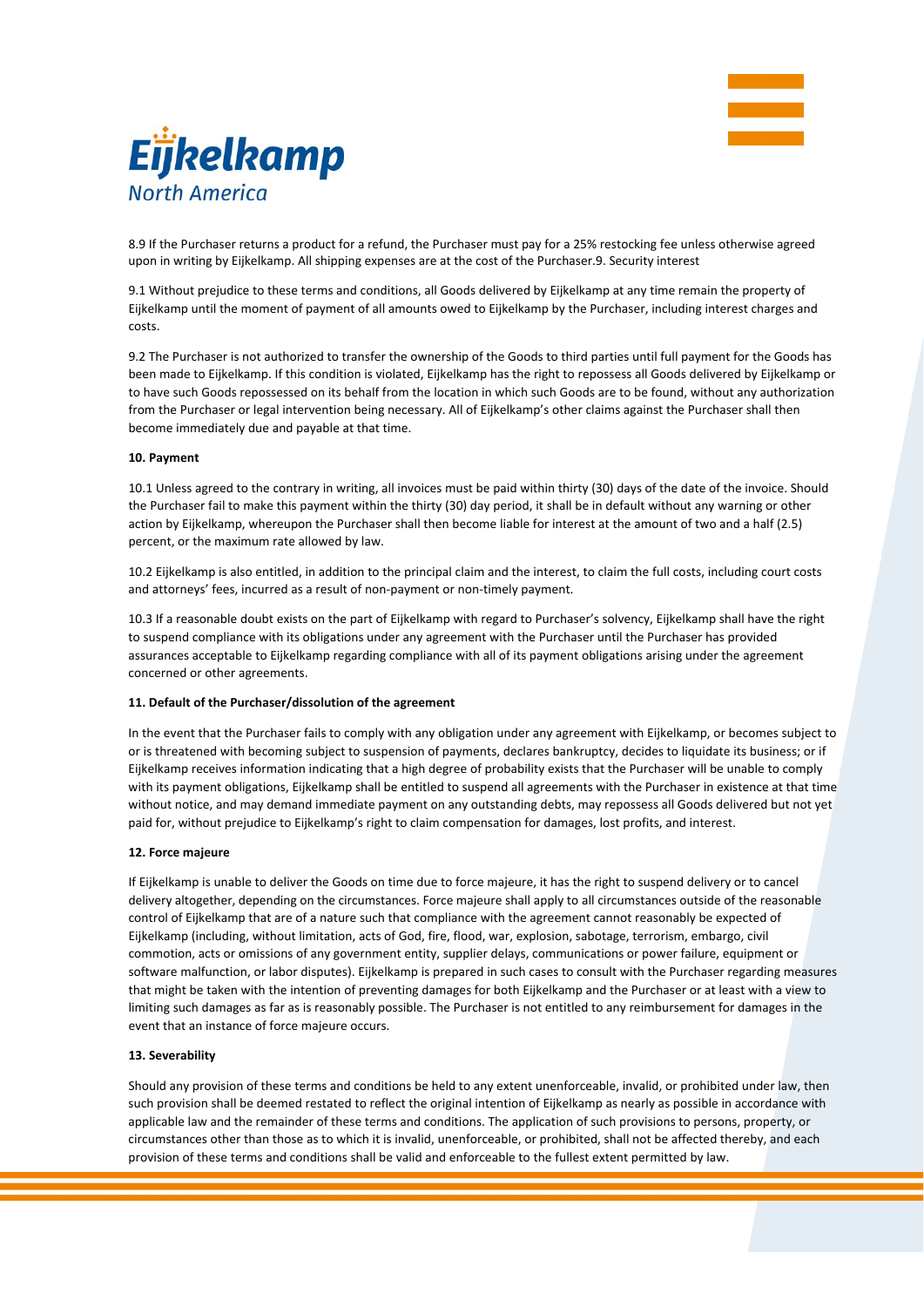8.9 If the Purchaser returns a product for a refund, the Purchaser must pay for a 25% restocking fee unless otherwise agreed upon in writing by Eijkelkamp. All shipping expenses are at the cost of the Purchaser.9. Security interest

9.1 Without prejudice to these terms and conditions, all Goods delivered by Eijkelkamp at any time remain the property of Eijkelkamp until the moment of payment of all amounts owed to Eijkelkamp by the Purchaser, including interest charges and costs.

9.2 The Purchaser is not authorized to transfer the ownership of the Goods to third parties until full payment for the Goods has been made to Eijkelkamp. If this condition is violated, Eijkelkamp has the right to repossess all Goods delivered by Eijkelkamp or to have such Goods repossessed on its behalf from the location in which such Goods are to be found, without any authorization from the Purchaser or legal intervention being necessary. All of Eijkelkamp's other claims against the Purchaser shall then become immediately due and payable at that time.

**10. Payment**

10.1 Unless agreed to the contrary in writing, all invoices must be paid within thirty (30) days of the date of the invoice. Should the Purchaser fail to make this payment within the thirty (30) day period, it shall be in default without any warning or other action by Eijkelkamp, whereupon the Purchaser shall then become liable for interest at the amount of two and a half (2.5) percent, or the maximum rate allowed by law.

10.2 Eijkelkamp is also entitled, in addition to the principal claim and the interest, to claim the full costs, including court costs and attorneys' fees, incurred as a result of non-payment or non-timely payment.

10.3 If a reasonable doubt exists on the part of Eijkelkamp with regard to Purchaser's solvency, Eijkelkamp shall have the right to suspend compliance with its obligations under any agreement with the Purchaser until the Purchaser has provided assurances acceptable to Eijkelkamp regarding compliance with all of its payment obligations arising under the agreement concerned or other agreements.

**11. Default of the Purchaser/dissolution of the agreement**

In the event that the Purchaser fails to comply with any obligation under any agreement with Eijkelkamp, or becomes subject to or is threatened with becoming subject to suspension of payments, declares bankruptcy, decides to liquidate its business; or if Eijkelkamp receives information indicating that a high degree of probability exists that the Purchaser will be unable to comply with its payment obligations, Eijkelkamp shall be entitled to suspend all agreements with the Purchaser in existence at that time without notice, and may demand immediate payment on any outstanding debts, may repossess all Goods delivered but not yet paid for, without prejudice to Eijkelkamp's right to claim compensation for damages, lost profits, and interest.

**12. Force majeure**

If Eijkelkamp is unable to deliver the Goods on time due to force majeure, it has the right to suspend delivery or to cancel delivery altogether, depending on the circumstances. Force majeure shall apply to all circumstances outside of the reasonable control of Eijkelkamp that are of a nature such that compliance with the agreement cannot reasonably be expected of Eijkelkamp (including, without limitation, acts of God, fire, flood, war, explosion, sabotage, terrorism, embargo, civil commotion, acts or omissions of any government entity, supplier delays, communications or power failure, equipment or software malfunction, or labor disputes). Eijkelkamp is prepared in such cases to consult with the Purchaser regarding measures that might be taken with the intention of preventing damages for both Eijkelkamp and the Purchaser or at least with a view to limiting such damages as far as is reasonably possible. The Purchaser is not entitled to any reimbursement for damages in the event that an instance of force majeure occurs.

**13. Severability**

Should any provision of these terms and conditions be held to any extent unenforceable, invalid, or prohibited under law, then such provision shall be deemed restated to reflect the original intention of Eijkelkamp as nearly as possible in accordance with applicable law and the remainder of these terms and conditions. The application of such provisions to persons, property, or circumstances other than those as to which it is invalid, unenforceable, or prohibited, shall not be affected thereby, and each provision of these terms and conditions shall be valid and enforceable to the fullest extent permitted by law.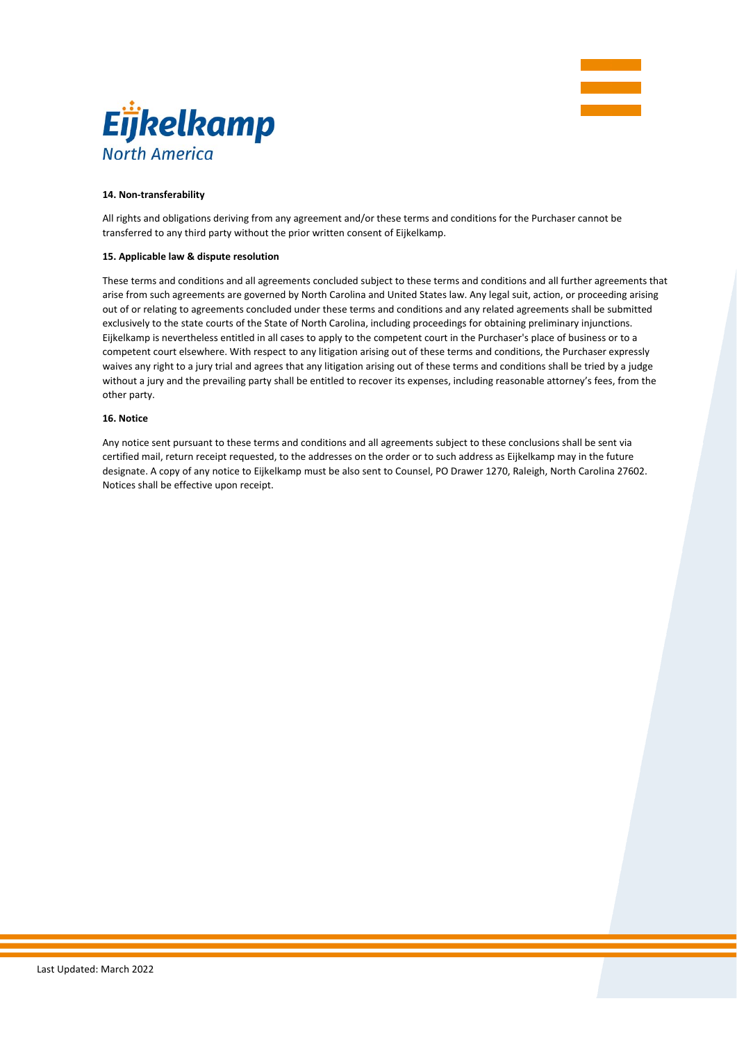**14. Non-transferability**

All rights and obligations deriving from any agreement and/or these terms and conditions for the Purchaser cannot be transferred to any third party without the prior written consent of Eijkelkamp.

**15. Applicable law & dispute resolution**

These terms and conditions and all agreements concluded subject to these terms and conditions and all further agreements that arise from such agreements are governed by North Carolina and United States law. Any legal suit, action, or proceeding arising out of or relating to agreements concluded under these terms and conditions and any related agreements shall be submitted exclusively to the state courts of the State of North Carolina, including proceedings for obtaining preliminary injunctions. Eijkelkamp is nevertheless entitled in all cases to apply to the competent court in the Purchaser's place of business or to a competent court elsewhere. With respect to any litigation arising out of these terms and conditions, the Purchaser expressly waives any right to a jury trial and agrees that any litigation arising out of these terms and conditions shall be tried by a judge without a jury and the prevailing party shall be entitled to recover its expenses, including reasonable attorney's fees, from the other party.

**16. Notice**

Any notice sent pursuant to these terms and conditions and all agreements subject to these conclusions shall be sent via certified mail, return receipt requested, to the addresses on the order or to such address as Eijkelkamp may in the future designate. A copy of any notice to Eijkelkamp must be also sent to Counsel, PO Drawer 1270, Raleigh, North Carolina 27602. Notices shall be effective upon receipt.

Last Updated: March 2022